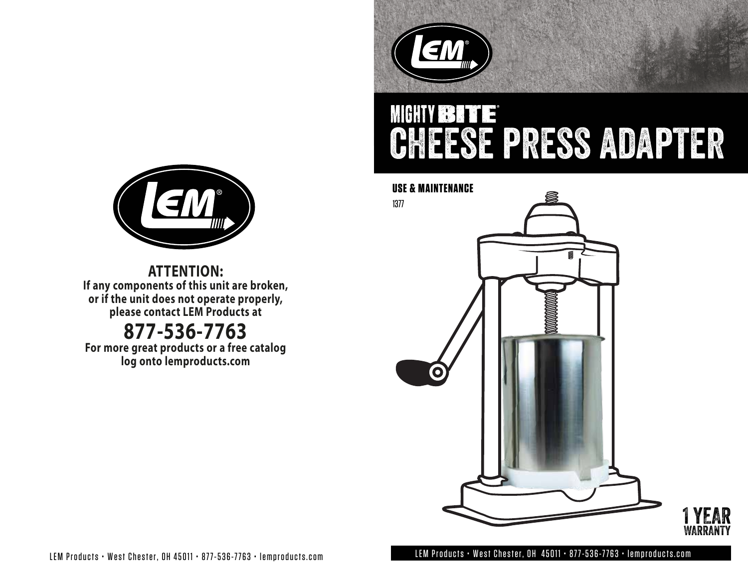**ATTENTION:**
**If any components of this unit are broken, or if the unit does not operate properly, please contact LEM Products at**

## 877-536-7763

**For more great products or a free catalog log onto lemproducts.com**

LEM Products • West Chester, OH 45011 • 877-536-7763 • lemproducts.com

# MIGHTY BITE® CHEESE PRESS ADAPTER

**USE & MAINTENANCE**

1377

**1 YEAR WARRANTY**

LEM Products • West Chester, OH 45011 • 877-536-7763 • lemproducts.com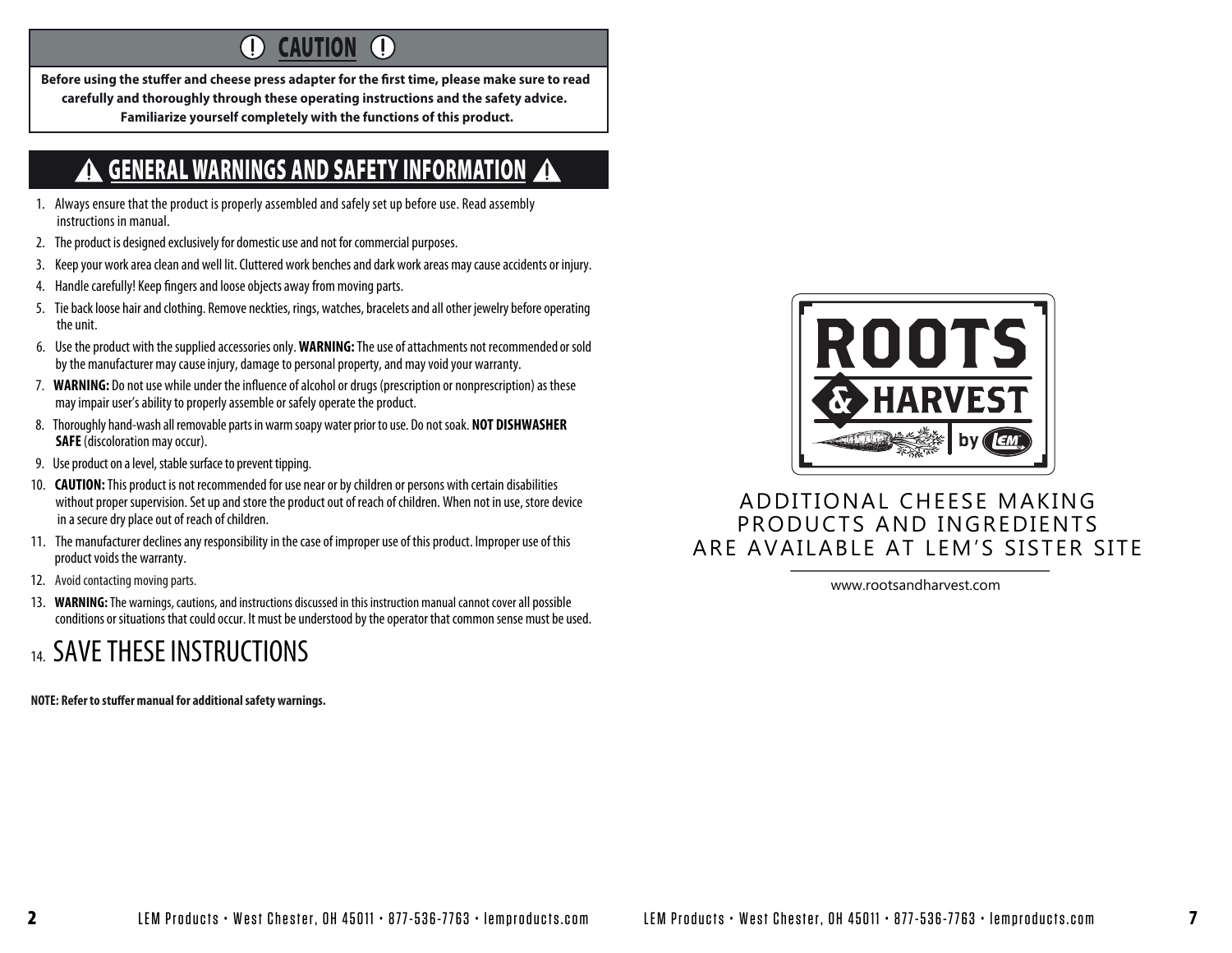## CAUTION

**Before using the stuffer and cheese press adapter for the first time, please make sure to read carefully and thoroughly through these operating instructions and the safety advice. Familiarize yourself completely with the functions of this product.**

## GENERAL WARNINGS AND SAFETY INFORMATION

1. Always ensure that the product is properly assembled and safely set up before use. Read assembly instructions in manual.
2. The product is designed exclusively for domestic use and not for commercial purposes.
3. Keep your work area clean and well lit. Cluttered work benches and dark work areas may cause accidents or injury.
4. Handle carefully! Keep fingers and loose objects away from moving parts.
5. Tie back loose hair and clothing. Remove neckties, rings, watches, bracelets and all other jewelry before operating the unit.
6. Use the product with the supplied accessories only. **WARNING:** The use of attachments not recommended or sold by the manufacturer may cause injury, damage to personal property, and may void your warranty.
7. **WARNING:** Do not use while under the influence of alcohol or drugs (prescription or nonprescription) as these may impair user's ability to properly assemble or safely operate the product.
8. Thoroughly hand-wash all removable parts in warm soapy water prior to use. Do not soak. **NOT DISHWASHER SAFE** (discoloration may occur).
9. Use product on a level, stable surface to prevent tipping.
10. **CAUTION:** This product is not recommended for use near or by children or persons with certain disabilities without proper supervision. Set up and store the product out of reach of children. When not in use, store device in a secure dry place out of reach of children.
11. The manufacturer declines any responsibility in the case of improper use of this product. Improper use of this product voids the warranty.
12. Avoid contacting moving parts.
13. **WARNING:** The warnings, cautions, and instructions discussed in this instruction manual cannot cover all possible conditions or situations that could occur. It must be understood by the operator that common sense must be used.
14. SAVE THESE INSTRUCTIONS

**NOTE: Refer to stuffer manual for additional safety warnings.**

ROOTS & HARVEST by LEM

ADDITIONAL CHEESE MAKING PRODUCTS AND INGREDIENTS ARE AVAILABLE AT LEM'S SISTER SITE

www.rootsandharvest.com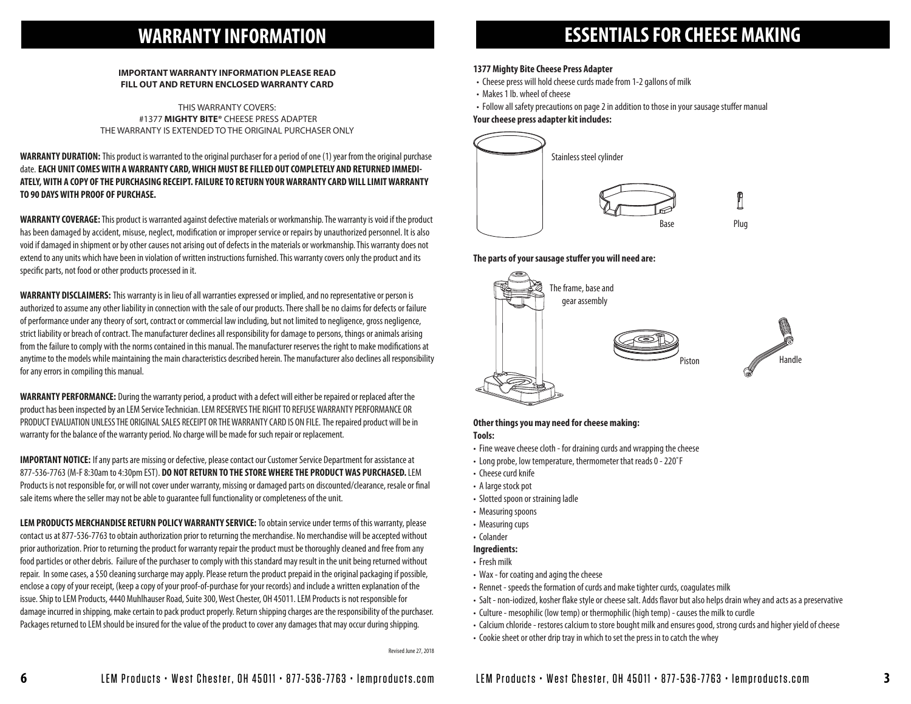# WARRANTY INFORMATION

**IMPORTANT WARRANTY INFORMATION PLEASE READ**
**FILL OUT AND RETURN ENCLOSED WARRANTY CARD**

THIS WARRANTY COVERS:
#1377 **MIGHTY BITE®** CHEESE PRESS ADAPTER
THE WARRANTY IS EXTENDED TO THE ORIGINAL PURCHASER ONLY

**WARRANTY DURATION:** This product is warranted to the original purchaser for a period of one (1) year from the original purchase date. **EACH UNIT COMES WITH A WARRANTY CARD, WHICH MUST BE FILLED OUT COMPLETELY AND RETURNED IMMEDIATELY, WITH A COPY OF THE PURCHASING RECEIPT. FAILURE TO RETURN YOUR WARRANTY CARD WILL LIMIT WARRANTY TO 90 DAYS WITH PROOF OF PURCHASE.**

**WARRANTY COVERAGE:** This product is warranted against defective materials or workmanship. The warranty is void if the product has been damaged by accident, misuse, neglect, modification or improper service or repairs by unauthorized personnel. It is also void if damaged in shipment or by other causes not arising out of defects in the materials or workmanship. This warranty does not extend to any units which have been in violation of written instructions furnished. This warranty covers only the product and its specific parts, not food or other products processed in it.

**WARRANTY DISCLAIMERS:** This warranty is in lieu of all warranties expressed or implied, and no representative or person is authorized to assume any other liability in connection with the sale of our products. There shall be no claims for defects or failure of performance under any theory of sort, contract or commercial law including, but not limited to negligence, gross negligence, strict liability or breach of contract. The manufacturer declines all responsibility for damage to persons, things or animals arising from the failure to comply with the norms contained in this manual. The manufacturer reserves the right to make modifications at anytime to the models while maintaining the main characteristics described herein. The manufacturer also declines all responsibility for any errors in compiling this manual.

**WARRANTY PERFORMANCE:** During the warranty period, a product with a defect will either be repaired or replaced after the product has been inspected by an LEM Service Technician. LEM RESERVES THE RIGHT TO REFUSE WARRANTY PERFORMANCE OR PRODUCT EVALUATION UNLESS THE ORIGINAL SALES RECEIPT OR THE WARRANTY CARD IS ON FILE. The repaired product will be in warranty for the balance of the warranty period. No charge will be made for such repair or replacement.

**IMPORTANT NOTICE:** If any parts are missing or defective, please contact our Customer Service Department for assistance at 877-536-7763 (M-F 8:30am to 4:30pm EST). **DO NOT RETURN TO THE STORE WHERE THE PRODUCT WAS PURCHASED.** LEM Products is not responsible for, or will not cover under warranty, missing or damaged parts on discounted/clearance, resale or final sale items where the seller may not be able to guarantee full functionality or completeness of the unit.

**LEM PRODUCTS MERCHANDISE RETURN POLICY WARRANTY SERVICE:** To obtain service under terms of this warranty, please contact us at 877-536-7763 to obtain authorization prior to returning the merchandise. No merchandise will be accepted without prior authorization. Prior to returning the product for warranty repair the product must be thoroughly cleaned and free from any food particles or other debris. Failure of the purchaser to comply with this standard may result in the unit being returned without repair. In some cases, a $50 cleaning surcharge may apply. Please return the product prepaid in the original packaging if possible, enclose a copy of your receipt, (keep a copy of your proof-of-purchase for your records) and include a written explanation of the issue. Ship to LEM Products, 4440 Muhlhauser Road, Suite 300, West Chester, OH 45011. LEM Products is not responsible for damage incurred in shipping, make certain to pack product properly. Return shipping charges are the responsibility of the purchaser. Packages returned to LEM should be insured for the value of the product to cover any damages that may occur during shipping.

Revised June 27, 2018

# ESSENTIALS FOR CHEESE MAKING

**1377 Mighty Bite Cheese Press Adapter**

- Cheese press will hold cheese curds made from 1-2 gallons of milk
- Makes 1 lb. wheel of cheese
- Follow all safety precautions on page 2 in addition to those in your sausage stuffer manual

**Your cheese press adapter kit includes:**

Stainless steel cylinder

Base

Plug

**The parts of your sausage stuffer you will need are:**

The frame, base and gear assembly

Piston

Handle

**Other things you may need for cheese making:**

**Tools:**

- Fine weave cheese cloth - for draining curds and wrapping the cheese
- Long probe, low temperature, thermometer that reads 0 - 220˚F
- Cheese curd knife
- A large stock pot
- Slotted spoon or straining ladle
- Measuring spoons
- Measuring cups
- Colander

**Ingredients:**

- Fresh milk
- Wax - for coating and aging the cheese
- Rennet - speeds the formation of curds and make tighter curds, coagulates milk
- Salt - non-iodized, kosher flake style or cheese salt. Adds flavor but also helps drain whey and acts as a preservative
- Culture - mesophilic (low temp) or thermophilic (high temp) - causes the milk to curdle
- Calcium chloride - restores calcium to store bought milk and ensures good, strong curds and higher yield of cheese
- Cookie sheet or other drip tray in which to set the press in to catch the whey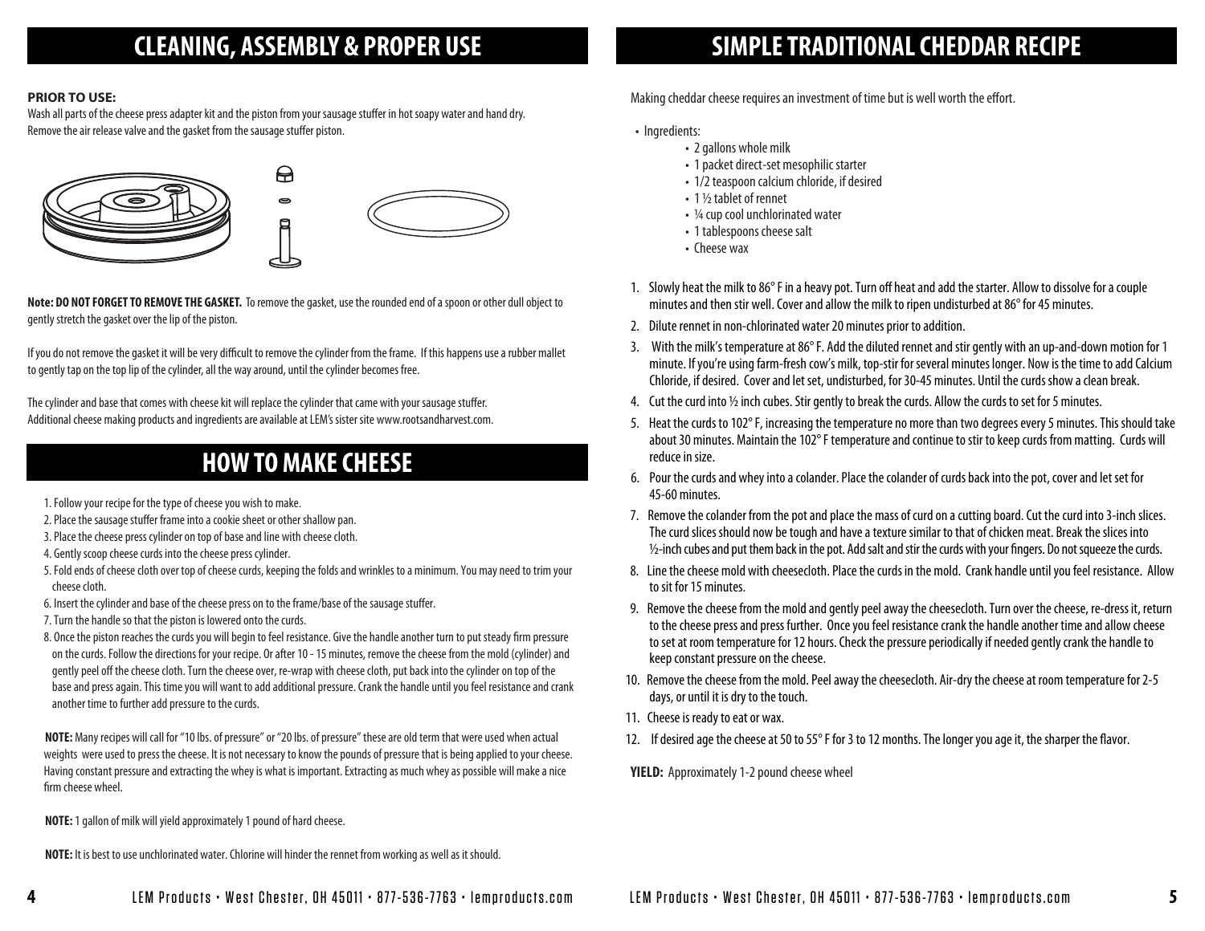## CLEANING, ASSEMBLY & PROPER USE

**PRIOR TO USE:**
Wash all parts of the cheese press adapter kit and the piston from your sausage stuffer in hot soapy water and hand dry. Remove the air release valve and the gasket from the sausage stuffer piston.

**Note: DO NOT FORGET TO REMOVE THE GASKET.** To remove the gasket, use the rounded end of a spoon or other dull object to gently stretch the gasket over the lip of the piston.

If you do not remove the gasket it will be very difficult to remove the cylinder from the frame. If this happens use a rubber mallet to gently tap on the top lip of the cylinder, all the way around, until the cylinder becomes free.

The cylinder and base that comes with cheese kit will replace the cylinder that came with your sausage stuffer. Additional cheese making products and ingredients are available at LEM's sister site www.rootsandharvest.com.

## HOW TO MAKE CHEESE

1. Follow your recipe for the type of cheese you wish to make.
2. Place the sausage stuffer frame into a cookie sheet or other shallow pan.
3. Place the cheese press cylinder on top of base and line with cheese cloth.
4. Gently scoop cheese curds into the cheese press cylinder.
5. Fold ends of cheese cloth over top of cheese curds, keeping the folds and wrinkles to a minimum. You may need to trim your cheese cloth.
6. Insert the cylinder and base of the cheese press on to the frame/base of the sausage stuffer.
7. Turn the handle so that the piston is lowered onto the curds.
8. Once the piston reaches the curds you will begin to feel resistance. Give the handle another turn to put steady firm pressure on the curds. Follow the directions for your recipe. Or after 10 - 15 minutes, remove the cheese from the mold (cylinder) and gently peel off the cheese cloth. Turn the cheese over, re-wrap with cheese cloth, put back into the cylinder on top of the base and press again. This time you will want to add additional pressure. Crank the handle until you feel resistance and crank another time to further add pressure to the curds.

**NOTE:** Many recipes will call for "10 lbs. of pressure" or "20 lbs. of pressure" these are old term that were used when actual weights were used to press the cheese. It is not necessary to know the pounds of pressure that is being applied to your cheese. Having constant pressure and extracting the whey is what is important. Extracting as much whey as possible will make a nice firm cheese wheel.

**NOTE:** 1 gallon of milk will yield approximately 1 pound of hard cheese.

**NOTE:** It is best to use unchlorinated water. Chlorine will hinder the rennet from working as well as it should.

## SIMPLE TRADITIONAL CHEDDAR RECIPE

Making cheddar cheese requires an investment of time but is well worth the effort.

- Ingredients:
  - 2 gallons whole milk
  - 1 packet direct-set mesophilic starter
  - 1/2 teaspoon calcium chloride, if desired
  - 1 ½ tablet of rennet
  - ¼ cup cool unchlorinated water
  - 1 tablespoons cheese salt
  - Cheese wax

1. Slowly heat the milk to 86° F in a heavy pot. Turn off heat and add the starter. Allow to dissolve for a couple minutes and then stir well. Cover and allow the milk to ripen undisturbed at 86° for 45 minutes.
2. Dilute rennet in non-chlorinated water 20 minutes prior to addition.
3. With the milk's temperature at 86° F. Add the diluted rennet and stir gently with an up-and-down motion for 1 minute. If you're using farm-fresh cow's milk, top-stir for several minutes longer. Now is the time to add Calcium Chloride, if desired. Cover and let set, undisturbed, for 30-45 minutes. Until the curds show a clean break.
4. Cut the curd into ½ inch cubes. Stir gently to break the curds. Allow the curds to set for 5 minutes.
5. Heat the curds to 102° F, increasing the temperature no more than two degrees every 5 minutes. This should take about 30 minutes. Maintain the 102° F temperature and continue to stir to keep curds from matting. Curds will reduce in size.
6. Pour the curds and whey into a colander. Place the colander of curds back into the pot, cover and let set for 45-60 minutes.
7. Remove the colander from the pot and place the mass of curd on a cutting board. Cut the curd into 3-inch slices. The curd slices should now be tough and have a texture similar to that of chicken meat. Break the slices into ½-inch cubes and put them back in the pot. Add salt and stir the curds with your fingers. Do not squeeze the curds.
8. Line the cheese mold with cheesecloth. Place the curds in the mold. Crank handle until you feel resistance. Allow to sit for 15 minutes.
9. Remove the cheese from the mold and gently peel away the cheesecloth. Turn over the cheese, re-dress it, return to the cheese press and press further. Once you feel resistance crank the handle another time and allow cheese to set at room temperature for 12 hours. Check the pressure periodically if needed gently crank the handle to keep constant pressure on the cheese.
10. Remove the cheese from the mold. Peel away the cheesecloth. Air-dry the cheese at room temperature for 2-5 days, or until it is dry to the touch.
11. Cheese is ready to eat or wax.
12. If desired age the cheese at 50 to 55° F for 3 to 12 months. The longer you age it, the sharper the flavor.

**YIELD:** Approximately 1-2 pound cheese wheel